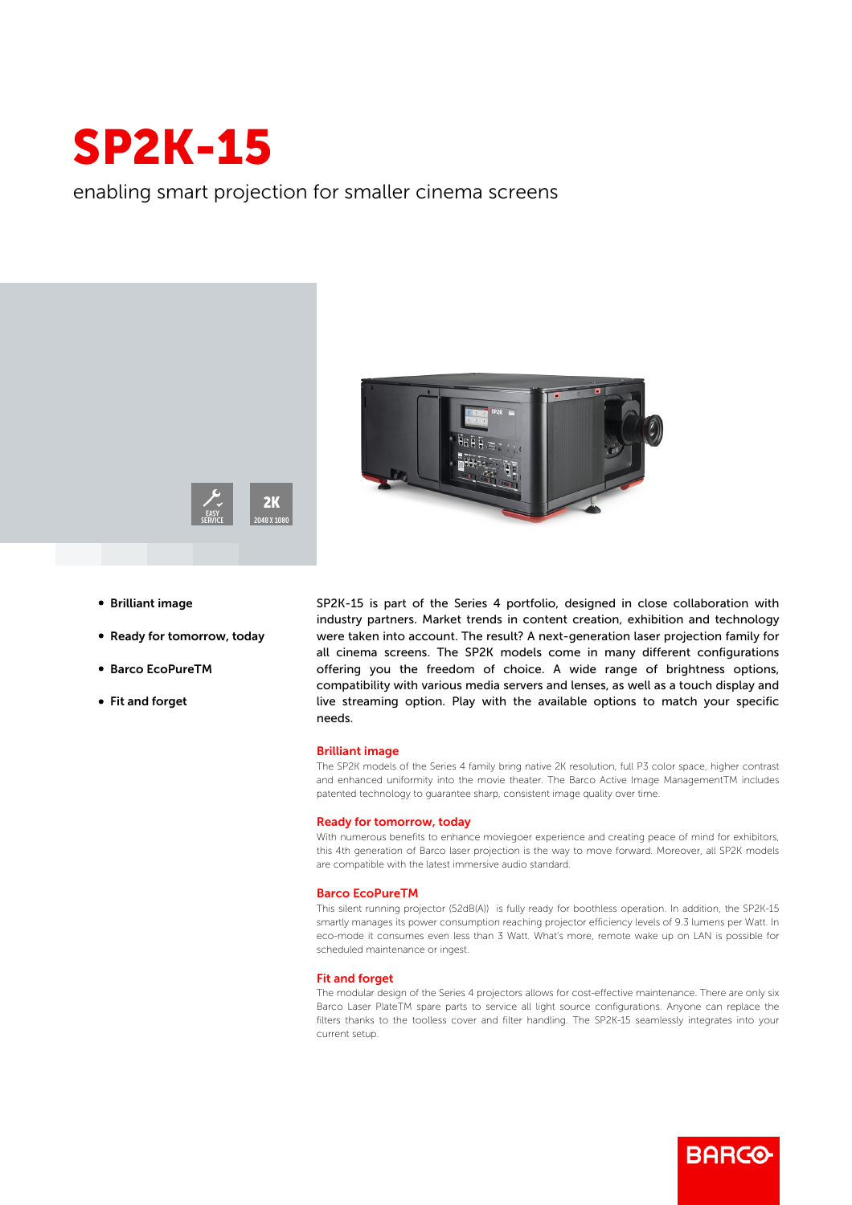# SP2K-15

enabling smart projection for smaller cinema screens

EASY SERVICE

2K 2048 X 1080

- **Brilliant image**
- **Ready for tomorrow, today**
- **Barco EcoPureTM**
- **Fit and forget**

SP2K-15 is part of the Series 4 portfolio, designed in close collaboration with industry partners. Market trends in content creation, exhibition and technology were taken into account. The result? A next-generation laser projection family for all cinema screens. The SP2K models come in many different configurations offering you the freedom of choice. A wide range of brightness options, compatibility with various media servers and lenses, as well as a touch display and live streaming option. Play with the available options to match your specific needs.

## Brilliant image

The SP2K models of the Series 4 family bring native 2K resolution, full P3 color space, higher contrast and enhanced uniformity into the movie theater. The Barco Active Image ManagementTM includes patented technology to guarantee sharp, consistent image quality over time.

## Ready for tomorrow, today

With numerous benefits to enhance moviegoer experience and creating peace of mind for exhibitors, this 4th generation of Barco laser projection is the way to move forward. Moreover, all SP2K models are compatible with the latest immersive audio standard.

## Barco EcoPureTM

This silent running projector (52dB(A)) is fully ready for boothless operation. In addition, the SP2K-15 smartly manages its power consumption reaching projector efficiency levels of 9.3 lumens per Watt. In eco-mode it consumes even less than 3 Watt. What's more, remote wake up on LAN is possible for scheduled maintenance or ingest.

## Fit and forget

The modular design of the Series 4 projectors allows for cost-effective maintenance. There are only six Barco Laser PlateTM spare parts to service all light source configurations. Anyone can replace the filters thanks to the toolless cover and filter handling. The SP2K-15 seamlessly integrates into your current setup.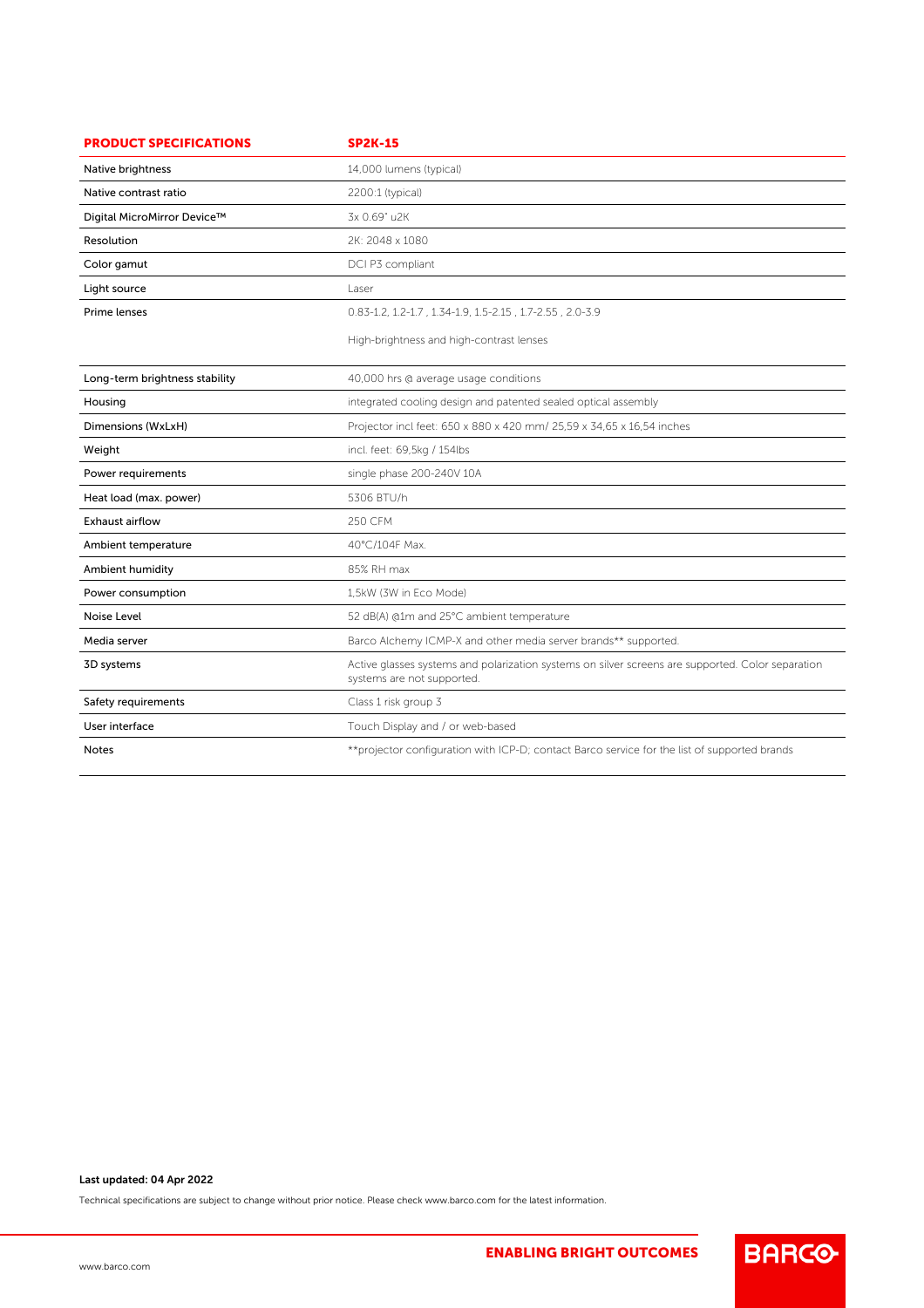| PRODUCT SPECIFICATIONS | SP2K-15 |
|---|---|
| Native brightness | 14,000 lumens (typical) |
| Native contrast ratio | 2200:1 (typical) |
| Digital MicroMirror Device™ | 3x 0.69" u2K |
| Resolution | 2K: 2048 x 1080 |
| Color gamut | DCI P3 compliant |
| Light source | Laser |
| Prime lenses | 0.83-1.2, 1.2-1.7 , 1.34-1.9, 1.5-2.15 , 1.7-2.55 , 2.0-3.9<br><br>High-brightness and high-contrast lenses |
| Long-term brightness stability | 40,000 hrs @ average usage conditions |
| Housing | integrated cooling design and patented sealed optical assembly |
| Dimensions (WxLxH) | Projector incl feet: 650 x 880 x 420 mm/ 25,59 x 34,65 x 16,54 inches |
| Weight | incl. feet: 69,5kg / 154lbs |
| Power requirements | single phase 200-240V 10A |
| Heat load (max. power) | 5306 BTU/h |
| Exhaust airflow | 250 CFM |
| Ambient temperature | 40°C/104F Max. |
| Ambient humidity | 85% RH max |
| Power consumption | 1,5kW (3W in Eco Mode) |
| Noise Level | 52 dB(A) @1m and 25°C ambient temperature |
| Media server | Barco Alchemy ICMP-X and other media server brands** supported. |
| 3D systems | Active glasses systems and polarization systems on silver screens are supported. Color separation systems are not supported. |
| Safety requirements | Class 1 risk group 3 |
| User interface | Touch Display and / or web-based |
| Notes | **projector configuration with ICP-D; contact Barco service for the list of supported brands |

**Last updated: 04 Apr 2022**

Technical specifications are subject to change without prior notice. Please check www.barco.com for the latest information.

**ENABLING BRIGHT OUTCOMES**

BARCO

www.barco.com